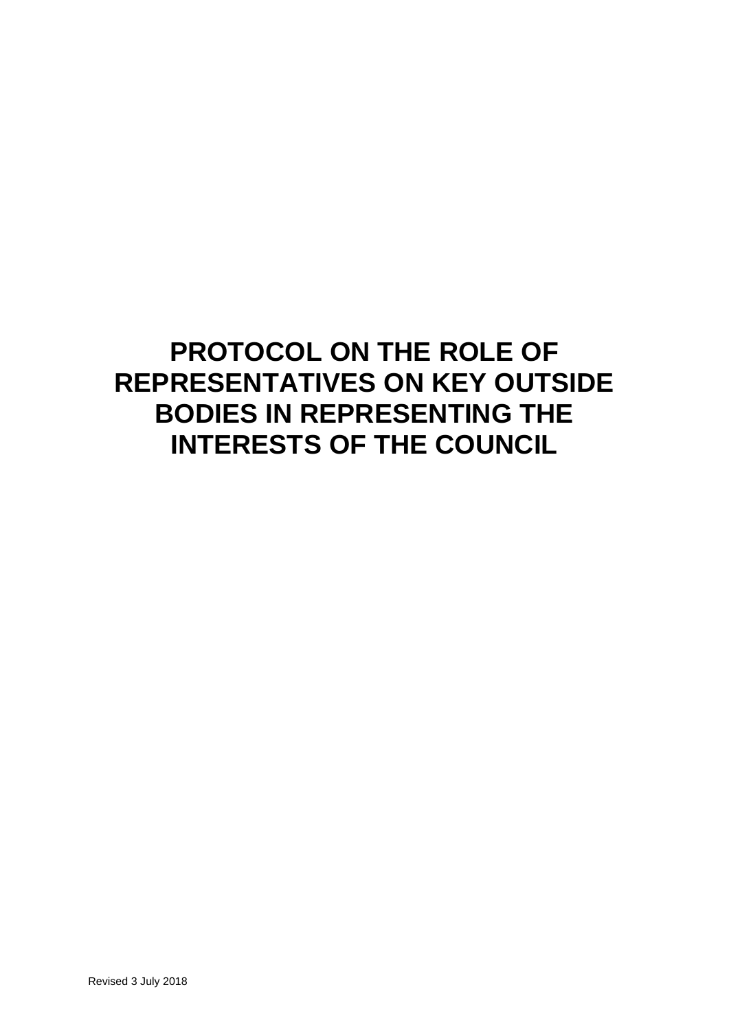# PROTOCOL ON THE ROLE OF REPRESENTATIVES ON KEY OUTSIDE BODIES IN REPRESENTING THE INTERESTS OF THE COUNCIL

Revised 3 July 2018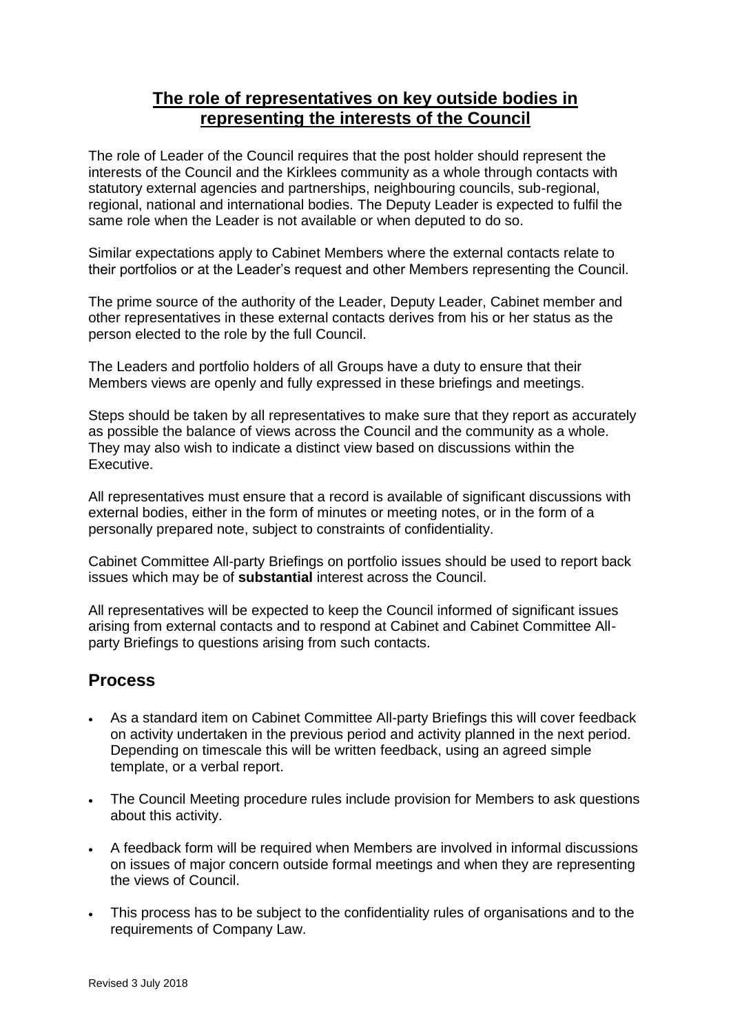# The role of representatives on key outside bodies in representing the interests of the Council

The role of Leader of the Council requires that the post holder should represent the interests of the Council and the Kirklees community as a whole through contacts with statutory external agencies and partnerships, neighbouring councils, sub-regional, regional, national and international bodies. The Deputy Leader is expected to fulfil the same role when the Leader is not available or when deputed to do so.

Similar expectations apply to Cabinet Members where the external contacts relate to their portfolios or at the Leader's request and other Members representing the Council.

The prime source of the authority of the Leader, Deputy Leader, Cabinet member and other representatives in these external contacts derives from his or her status as the person elected to the role by the full Council.

The Leaders and portfolio holders of all Groups have a duty to ensure that their Members views are openly and fully expressed in these briefings and meetings.

Steps should be taken by all representatives to make sure that they report as accurately as possible the balance of views across the Council and the community as a whole. They may also wish to indicate a distinct view based on discussions within the Executive.

All representatives must ensure that a record is available of significant discussions with external bodies, either in the form of minutes or meeting notes, or in the form of a personally prepared note, subject to constraints of confidentiality.

Cabinet Committee All-party Briefings on portfolio issues should be used to report back issues which may be of **substantial** interest across the Council.

All representatives will be expected to keep the Council informed of significant issues arising from external contacts and to respond at Cabinet and Cabinet Committee All-party Briefings to questions arising from such contacts.

## Process

- As a standard item on Cabinet Committee All-party Briefings this will cover feedback on activity undertaken in the previous period and activity planned in the next period. Depending on timescale this will be written feedback, using an agreed simple template, or a verbal report.
- The Council Meeting procedure rules include provision for Members to ask questions about this activity.
- A feedback form will be required when Members are involved in informal discussions on issues of major concern outside formal meetings and when they are representing the views of Council.
- This process has to be subject to the confidentiality rules of organisations and to the requirements of Company Law.

Revised 3 July 2018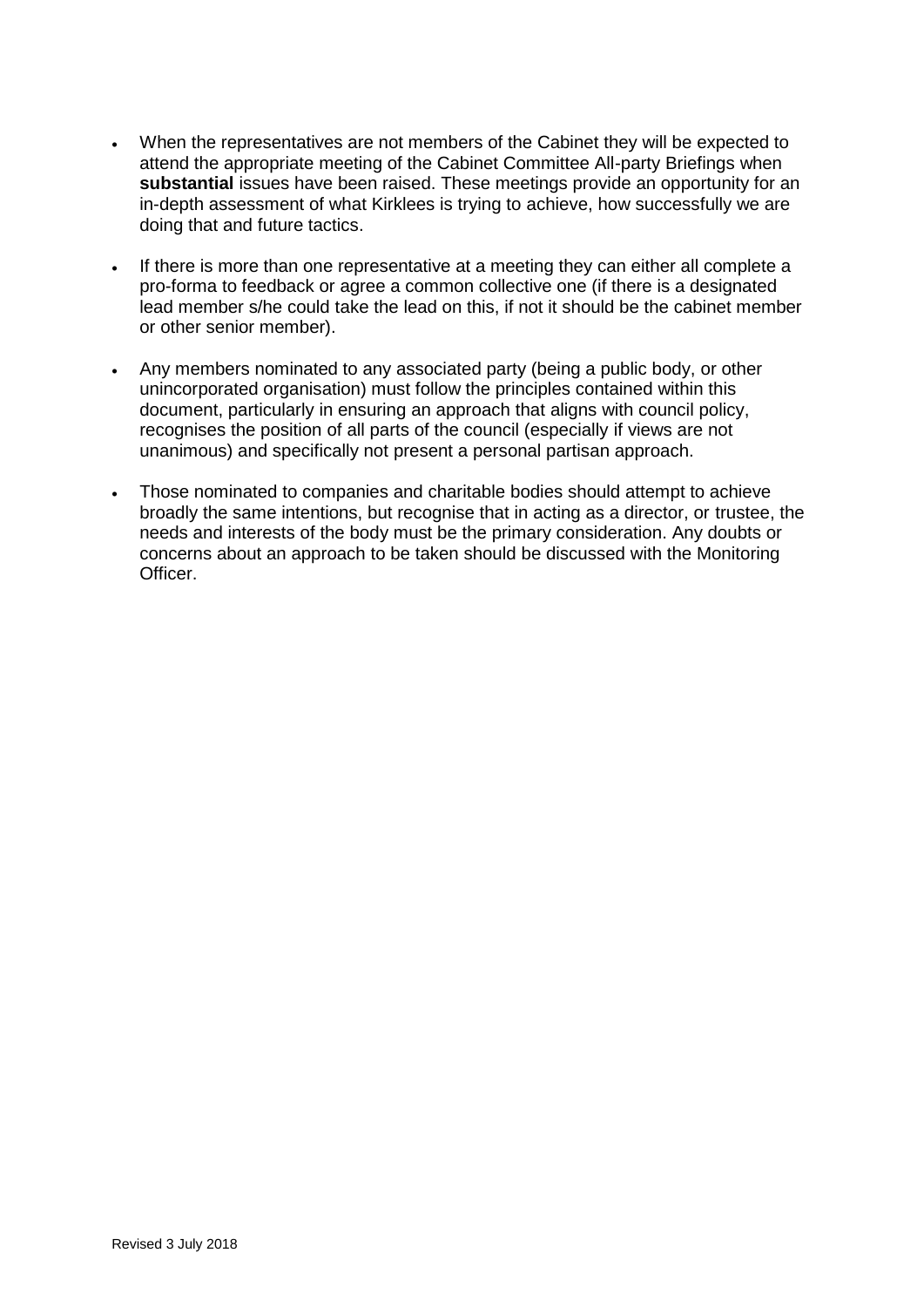- When the representatives are not members of the Cabinet they will be expected to attend the appropriate meeting of the Cabinet Committee All-party Briefings when **substantial** issues have been raised. These meetings provide an opportunity for an in-depth assessment of what Kirklees is trying to achieve, how successfully we are doing that and future tactics.

- If there is more than one representative at a meeting they can either all complete a pro-forma to feedback or agree a common collective one (if there is a designated lead member s/he could take the lead on this, if not it should be the cabinet member or other senior member).

- Any members nominated to any associated party (being a public body, or other unincorporated organisation) must follow the principles contained within this document, particularly in ensuring an approach that aligns with council policy, recognises the position of all parts of the council (especially if views are not unanimous) and specifically not present a personal partisan approach.

- Those nominated to companies and charitable bodies should attempt to achieve broadly the same intentions, but recognise that in acting as a director, or trustee, the needs and interests of the body must be the primary consideration. Any doubts or concerns about an approach to be taken should be discussed with the Monitoring Officer.

Revised 3 July 2018